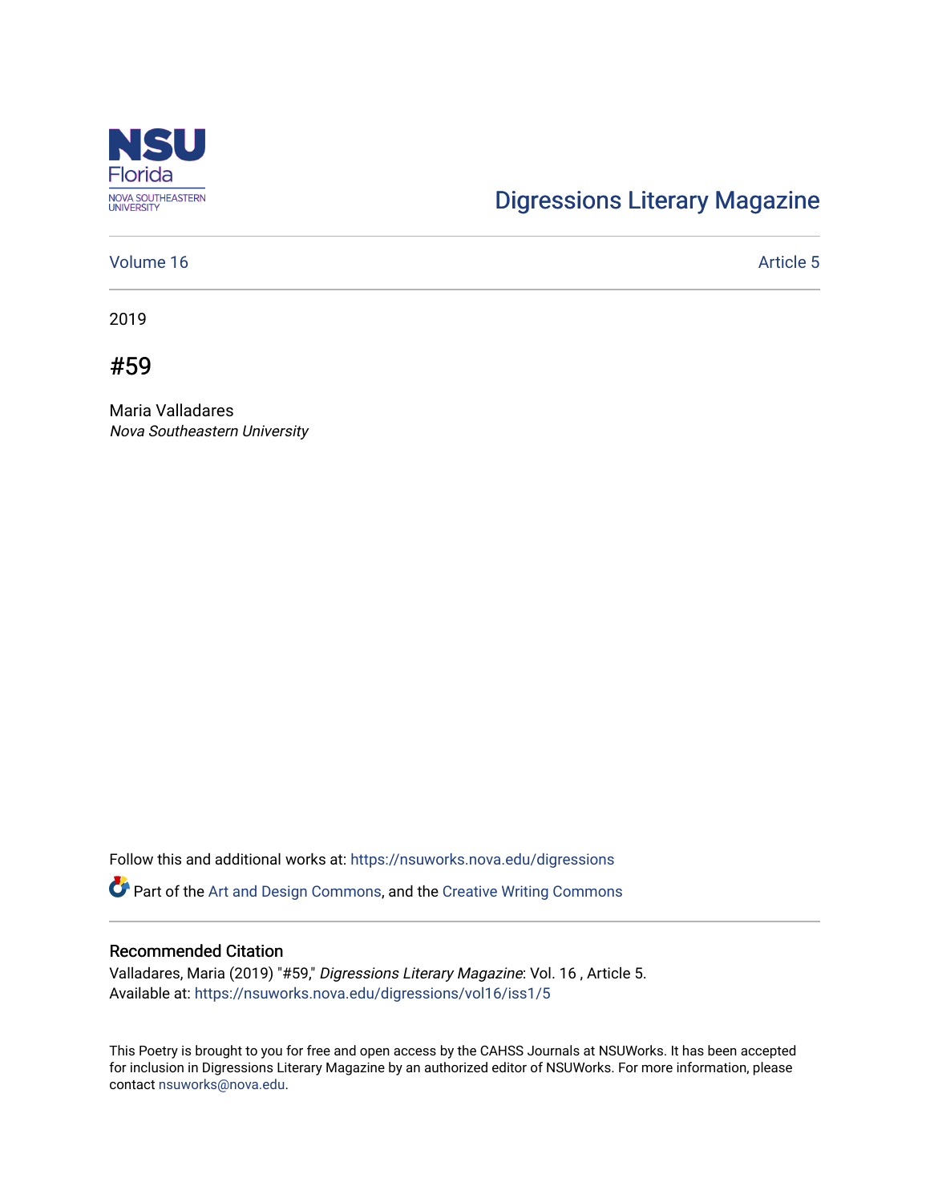Digressions Literary Magazine

Volume 16 Article 5

2019

# #59

Maria Valladares
*Nova Southeastern University*

Follow this and additional works at: https://nsuworks.nova.edu/digressions

Part of the Art and Design Commons, and the Creative Writing Commons

## Recommended Citation

Valladares, Maria (2019) "#59," *Digressions Literary Magazine*: Vol. 16 , Article 5.
Available at: https://nsuworks.nova.edu/digressions/vol16/iss1/5

This Poetry is brought to you for free and open access by the CAHSS Journals at NSUWorks. It has been accepted for inclusion in Digressions Literary Magazine by an authorized editor of NSUWorks. For more information, please contact nsuworks@nova.edu.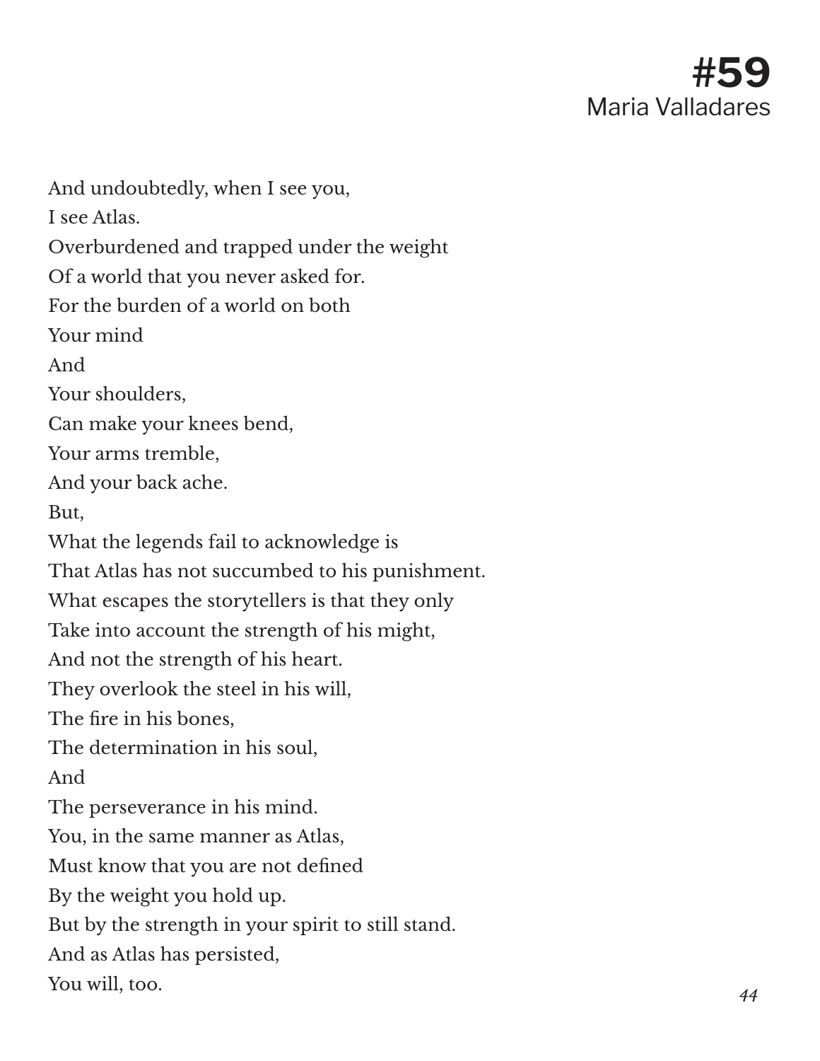# #59

Maria Valladares

And undoubtedly, when I see you,
I see Atlas.
Overburdened and trapped under the weight
Of a world that you never asked for.
For the burden of a world on both
Your mind
And
Your shoulders,
Can make your knees bend,
Your arms tremble,
And your back ache.
But,
What the legends fail to acknowledge is
That Atlas has not succumbed to his punishment.
What escapes the storytellers is that they only
Take into account the strength of his might,
And not the strength of his heart.
They overlook the steel in his will,
The fire in his bones,
The determination in his soul,
And
The perseverance in his mind.
You, in the same manner as Atlas,
Must know that you are not defined
By the weight you hold up.
But by the strength in your spirit to still stand.
And as Atlas has persisted,
You will, too.